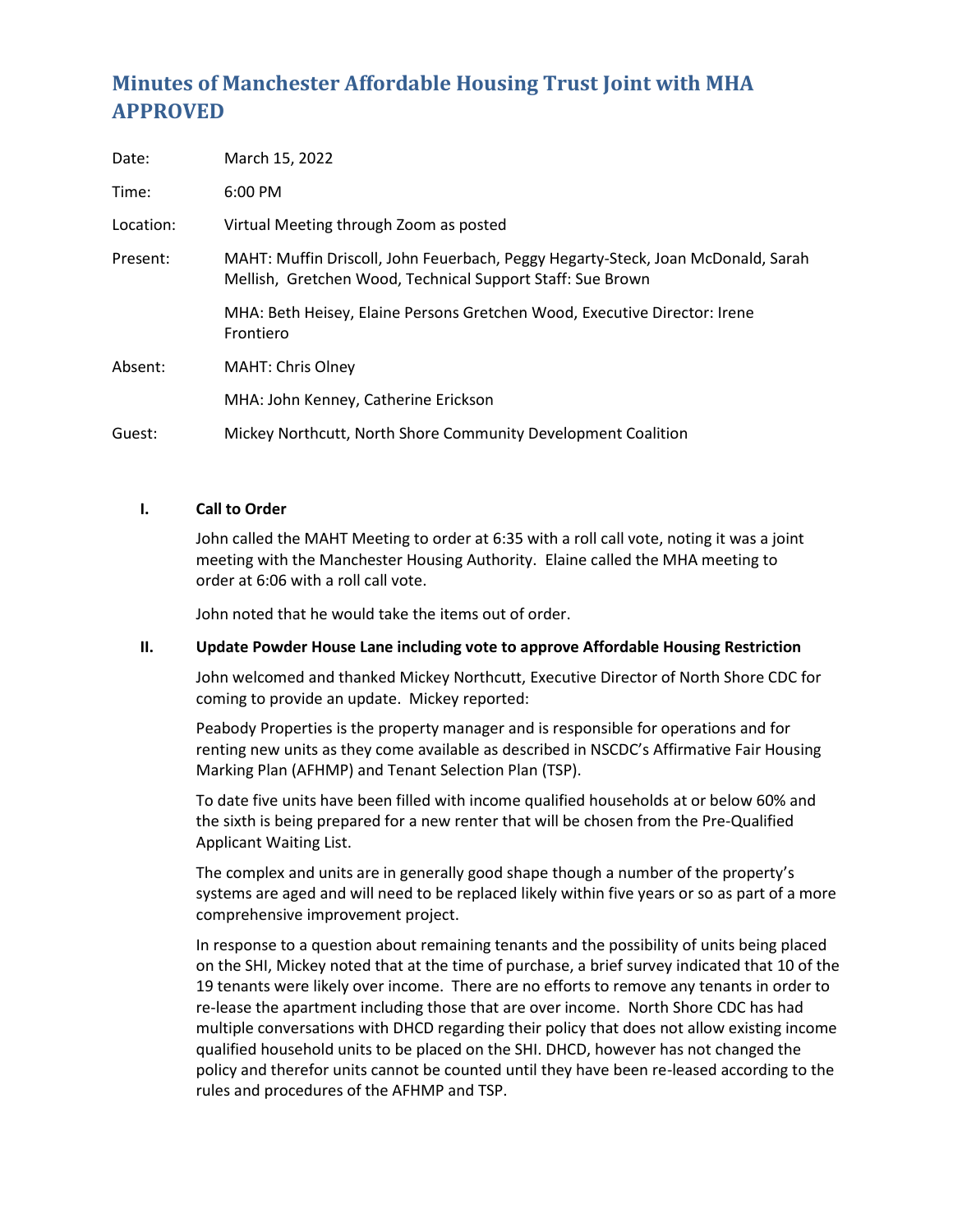# Minutes of Manchester Affordable Housing Trust Joint with MHA APPROVED

| | |
|---|---|
| Date: | March 15, 2022 |
| Time: | 6:00 PM |
| Location: | Virtual Meeting through Zoom as posted |
| Present: | MAHT: Muffin Driscoll, John Feuerbach, Peggy Hegarty-Steck, Joan McDonald, Sarah Mellish, Gretchen Wood, Technical Support Staff: Sue Brown |
| | MHA: Beth Heisey, Elaine Persons Gretchen Wood, Executive Director: Irene Frontiero |
| Absent: | MAHT: Chris Olney |
| | MHA: John Kenney, Catherine Erickson |
| Guest: | Mickey Northcutt, North Shore Community Development Coalition |

**I. Call to Order**

John called the MAHT Meeting to order at 6:35 with a roll call vote, noting it was a joint meeting with the Manchester Housing Authority. Elaine called the MHA meeting to order at 6:06 with a roll call vote.

John noted that he would take the items out of order.

**II. Update Powder House Lane including vote to approve Affordable Housing Restriction**

John welcomed and thanked Mickey Northcutt, Executive Director of North Shore CDC for coming to provide an update. Mickey reported:

Peabody Properties is the property manager and is responsible for operations and for renting new units as they come available as described in NSCDC's Affirmative Fair Housing Marking Plan (AFHMP) and Tenant Selection Plan (TSP).

To date five units have been filled with income qualified households at or below 60% and the sixth is being prepared for a new renter that will be chosen from the Pre-Qualified Applicant Waiting List.

The complex and units are in generally good shape though a number of the property's systems are aged and will need to be replaced likely within five years or so as part of a more comprehensive improvement project.

In response to a question about remaining tenants and the possibility of units being placed on the SHI, Mickey noted that at the time of purchase, a brief survey indicated that 10 of the 19 tenants were likely over income. There are no efforts to remove any tenants in order to re-lease the apartment including those that are over income. North Shore CDC has had multiple conversations with DHCD regarding their policy that does not allow existing income qualified household units to be placed on the SHI. DHCD, however has not changed the policy and therefor units cannot be counted until they have been re-leased according to the rules and procedures of the AFHMP and TSP.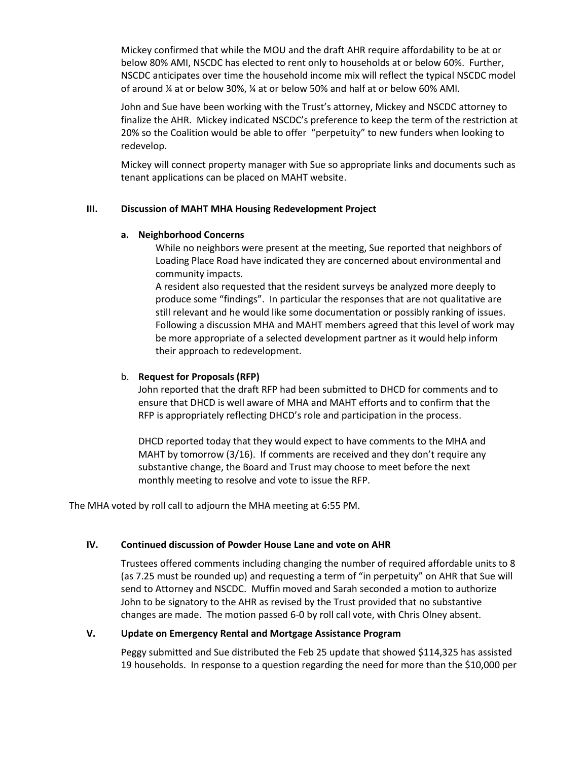Mickey confirmed that while the MOU and the draft AHR require affordability to be at or below 80% AMI, NSCDC has elected to rent only to households at or below 60%. Further, NSCDC anticipates over time the household income mix will reflect the typical NSCDC model of around ¼ at or below 30%, ¼ at or below 50% and half at or below 60% AMI.

John and Sue have been working with the Trust's attorney, Mickey and NSCDC attorney to finalize the AHR. Mickey indicated NSCDC's preference to keep the term of the restriction at 20% so the Coalition would be able to offer "perpetuity" to new funders when looking to redevelop.

Mickey will connect property manager with Sue so appropriate links and documents such as tenant applications can be placed on MAHT website.

### III. Discussion of MAHT MHA Housing Redevelopment Project

**a. Neighborhood Concerns**

While no neighbors were present at the meeting, Sue reported that neighbors of Loading Place Road have indicated they are concerned about environmental and community impacts.

A resident also requested that the resident surveys be analyzed more deeply to produce some "findings". In particular the responses that are not qualitative are still relevant and he would like some documentation or possibly ranking of issues. Following a discussion MHA and MAHT members agreed that this level of work may be more appropriate of a selected development partner as it would help inform their approach to redevelopment.

b. **Request for Proposals (RFP)**

John reported that the draft RFP had been submitted to DHCD for comments and to ensure that DHCD is well aware of MHA and MAHT efforts and to confirm that the RFP is appropriately reflecting DHCD's role and participation in the process.

DHCD reported today that they would expect to have comments to the MHA and MAHT by tomorrow (3/16). If comments are received and they don't require any substantive change, the Board and Trust may choose to meet before the next monthly meeting to resolve and vote to issue the RFP.

The MHA voted by roll call to adjourn the MHA meeting at 6:55 PM.

### IV. Continued discussion of Powder House Lane and vote on AHR

Trustees offered comments including changing the number of required affordable units to 8 (as 7.25 must be rounded up) and requesting a term of "in perpetuity" on AHR that Sue will send to Attorney and NSCDC. Muffin moved and Sarah seconded a motion to authorize John to be signatory to the AHR as revised by the Trust provided that no substantive changes are made. The motion passed 6-0 by roll call vote, with Chris Olney absent.

### V. Update on Emergency Rental and Mortgage Assistance Program

Peggy submitted and Sue distributed the Feb 25 update that showed $114,325 has assisted 19 households. In response to a question regarding the need for more than the $10,000 per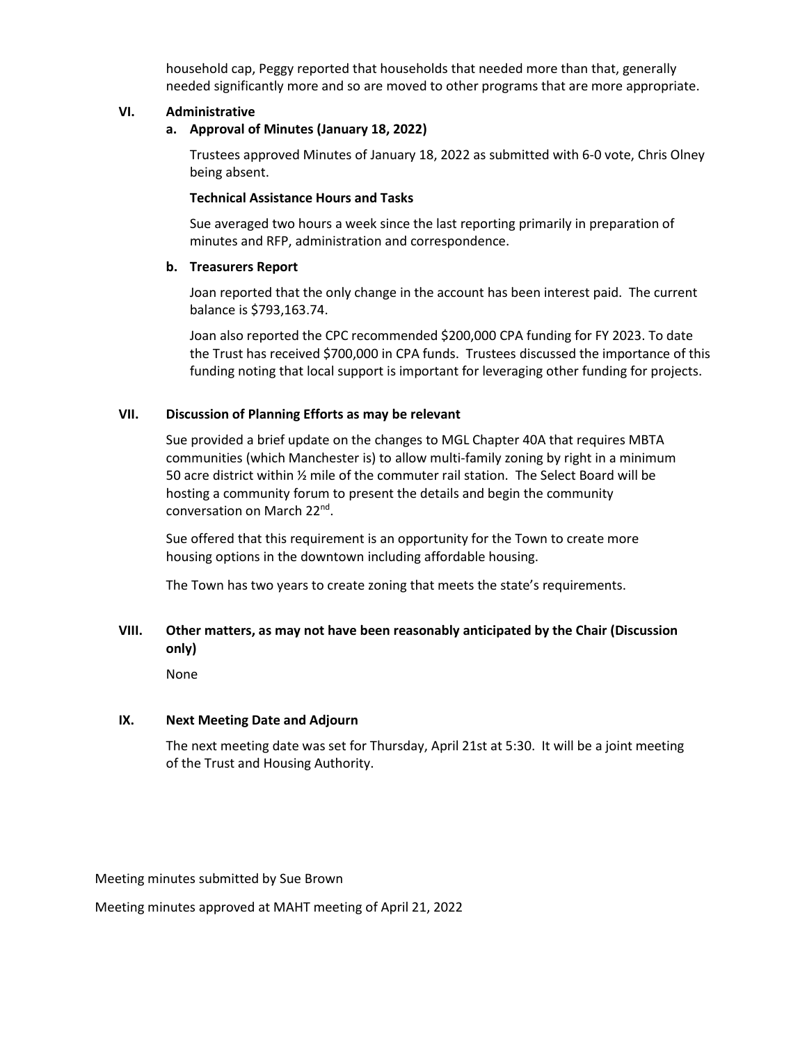household cap, Peggy reported that households that needed more than that, generally needed significantly more and so are moved to other programs that are more appropriate.

## VI. Administrative

### a. Approval of Minutes (January 18, 2022)

Trustees approved Minutes of January 18, 2022 as submitted with 6-0 vote, Chris Olney being absent.

**Technical Assistance Hours and Tasks**

Sue averaged two hours a week since the last reporting primarily in preparation of minutes and RFP, administration and correspondence.

### b. Treasurers Report

Joan reported that the only change in the account has been interest paid. The current balance is $793,163.74.

Joan also reported the CPC recommended $200,000 CPA funding for FY 2023. To date the Trust has received $700,000 in CPA funds. Trustees discussed the importance of this funding noting that local support is important for leveraging other funding for projects.

## VII. Discussion of Planning Efforts as may be relevant

Sue provided a brief update on the changes to MGL Chapter 40A that requires MBTA communities (which Manchester is) to allow multi-family zoning by right in a minimum 50 acre district within ½ mile of the commuter rail station. The Select Board will be hosting a community forum to present the details and begin the community conversation on March 22nd.

Sue offered that this requirement is an opportunity for the Town to create more housing options in the downtown including affordable housing.

The Town has two years to create zoning that meets the state's requirements.

## VIII. Other matters, as may not have been reasonably anticipated by the Chair (Discussion only)

None

## IX. Next Meeting Date and Adjourn

The next meeting date was set for Thursday, April 21st at 5:30. It will be a joint meeting of the Trust and Housing Authority.

Meeting minutes submitted by Sue Brown

Meeting minutes approved at MAHT meeting of April 21, 2022